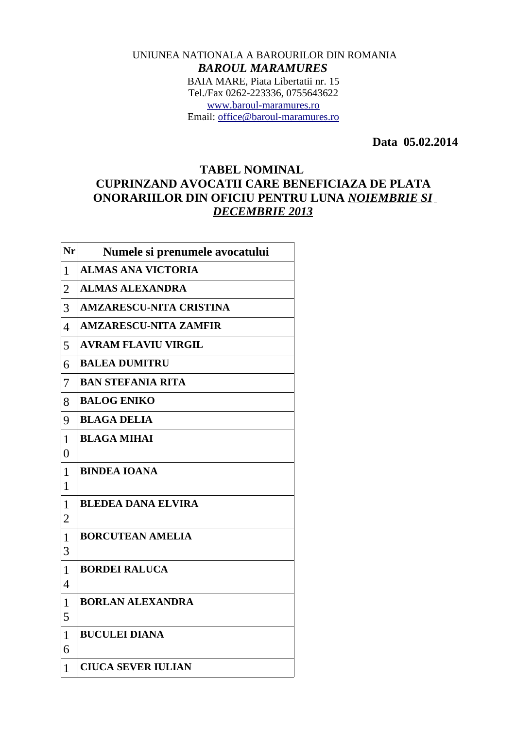UNIUNEA NATIONALA A BAROURILOR DIN ROMANIA

***BAROUL MARAMURES***

BAIA MARE, Piata Libertatii nr. 15

Tel./Fax 0262-223336, 0755643622

www.baroul-maramures.ro

Email: office@baroul-maramures.ro

**Data 05.02.2014**

## TABEL NOMINAL
## CUPRINZAND AVOCATII CARE BENEFICIAZA DE PLATA ONORARIILOR DIN OFICIU PENTRU LUNA *NOIEMBRIE SI DECEMBRIE 2013*

| Nr | Numele si prenumele avocatului |
|---|---|
| 1 | **ALMAS ANA VICTORIA** |
| 2 | **ALMAS ALEXANDRA** |
| 3 | **AMZARESCU-NITA CRISTINA** |
| 4 | **AMZARESCU-NITA ZAMFIR** |
| 5 | **AVRAM FLAVIU VIRGIL** |
| 6 | **BALEA DUMITRU** |
| 7 | **BAN STEFANIA RITA** |
| 8 | **BALOG ENIKO** |
| 9 | **BLAGA DELIA** |
| 10 | **BLAGA MIHAI** |
| 11 | **BINDEA IOANA** |
| 12 | **BLEDEA DANA ELVIRA** |
| 13 | **BORCUTEAN AMELIA** |
| 14 | **BORDEI RALUCA** |
| 15 | **BORLAN ALEXANDRA** |
| 16 | **BUCULEI DIANA** |
| 1 | **CIUCA SEVER IULIAN** |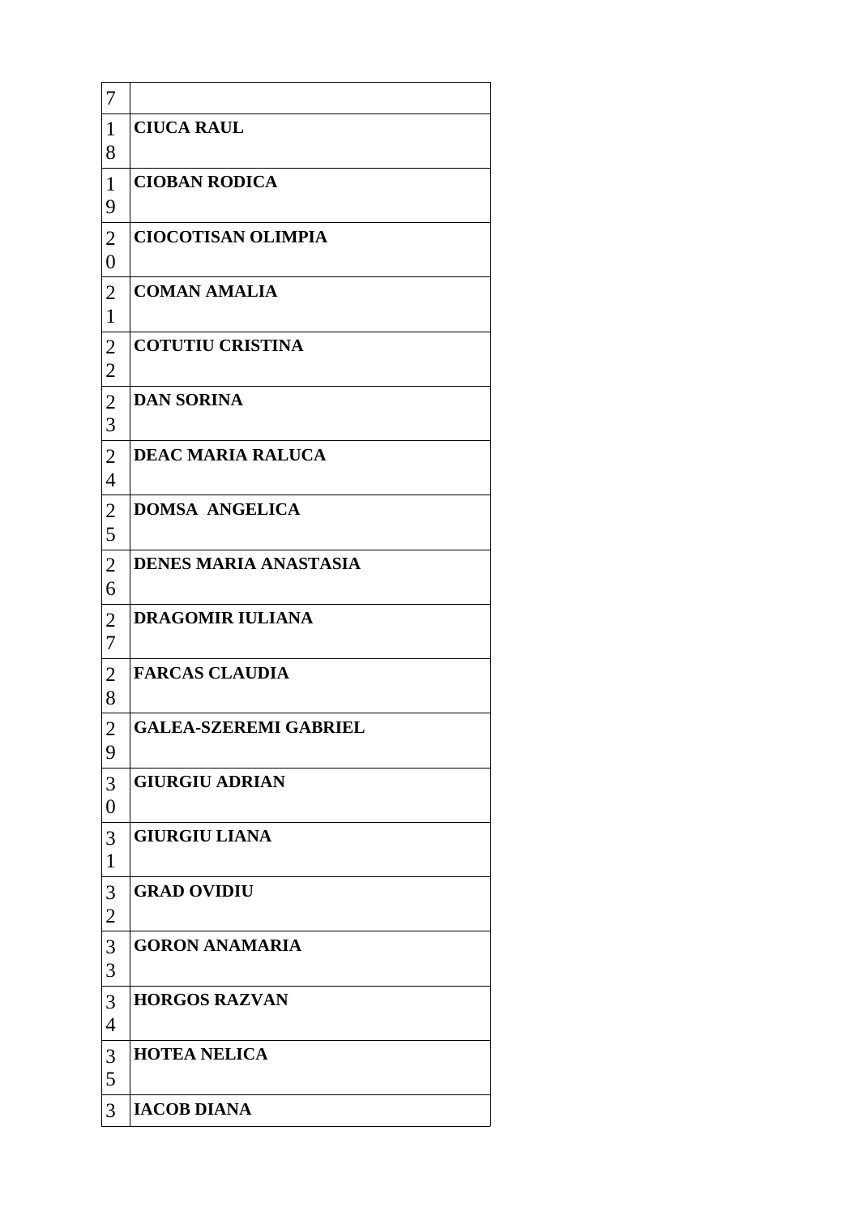| 7 | |
|---|---|
| 18 | **CIUCA RAUL** |
| 19 | **CIOBAN RODICA** |
| 20 | **CIOCOTISAN OLIMPIA** |
| 21 | **COMAN AMALIA** |
| 22 | **COTUTIU CRISTINA** |
| 23 | **DAN SORINA** |
| 24 | **DEAC MARIA RALUCA** |
| 25 | **DOMSA ANGELICA** |
| 26 | **DENES MARIA ANASTASIA** |
| 27 | **DRAGOMIR IULIANA** |
| 28 | **FARCAS CLAUDIA** |
| 29 | **GALEA-SZEREMI GABRIEL** |
| 30 | **GIURGIU ADRIAN** |
| 31 | **GIURGIU LIANA** |
| 32 | **GRAD OVIDIU** |
| 33 | **GORON ANAMARIA** |
| 34 | **HORGOS RAZVAN** |
| 35 | **HOTEA NELICA** |
| 3 | **IACOB DIANA** |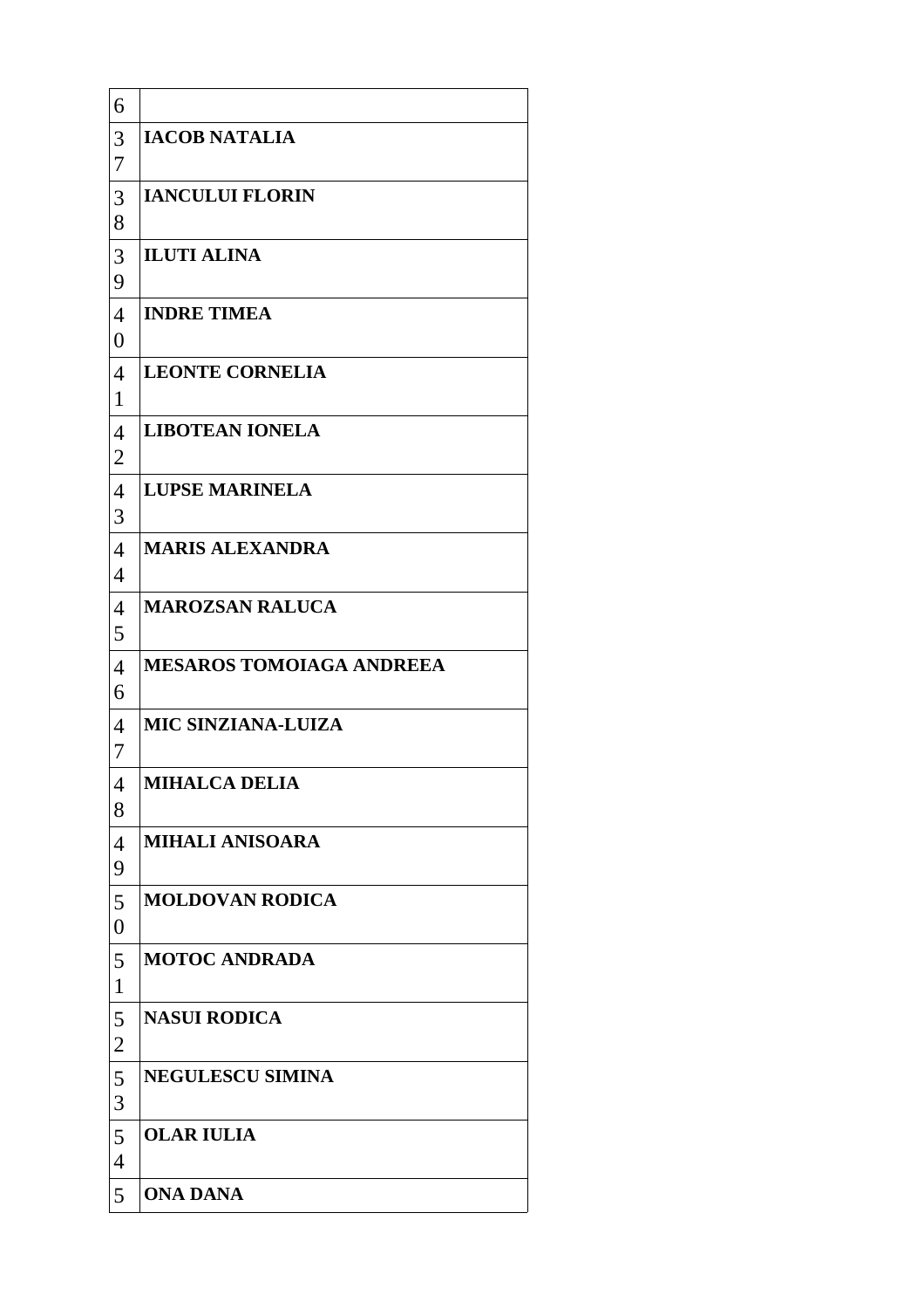| 6 | |
|---|---|
| 37 | **IACOB NATALIA** |
| 38 | **IANCULUI FLORIN** |
| 39 | **ILUTI ALINA** |
| 40 | **INDRE TIMEA** |
| 41 | **LEONTE CORNELIA** |
| 42 | **LIBOTEAN IONELA** |
| 43 | **LUPSE MARINELA** |
| 44 | **MARIS ALEXANDRA** |
| 45 | **MAROZSAN RALUCA** |
| 46 | **MESAROS TOMOIAGA ANDREEA** |
| 47 | **MIC SINZIANA-LUIZA** |
| 48 | **MIHALCA DELIA** |
| 49 | **MIHALI ANISOARA** |
| 50 | **MOLDOVAN RODICA** |
| 51 | **MOTOC ANDRADA** |
| 52 | **NASUI RODICA** |
| 53 | **NEGULESCU SIMINA** |
| 54 | **OLAR IULIA** |
| 5 | **ONA DANA** |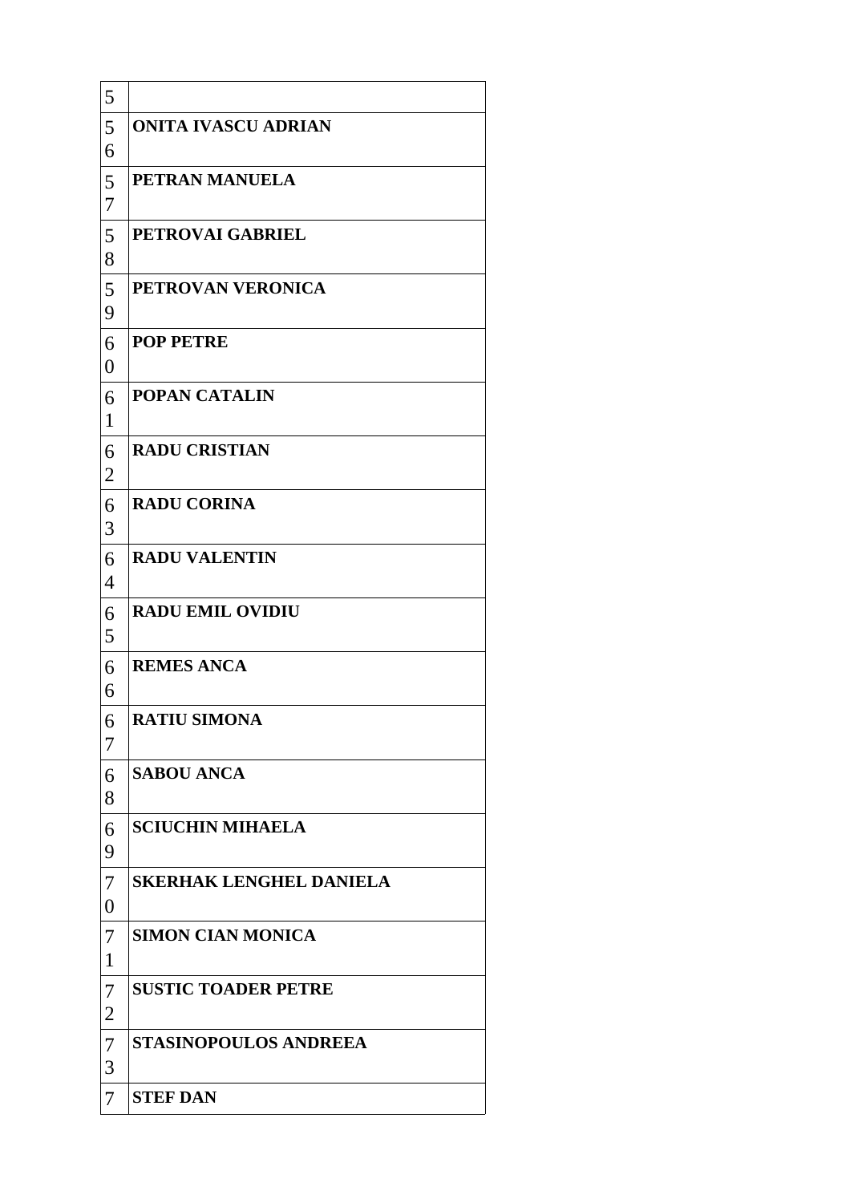| | |
|---|---|
| 5 | |
| 56 | **ONITA IVASCU ADRIAN** |
| 57 | **PETRAN MANUELA** |
| 58 | **PETROVAI GABRIEL** |
| 59 | **PETROVAN VERONICA** |
| 60 | **POP PETRE** |
| 61 | **POPAN CATALIN** |
| 62 | **RADU CRISTIAN** |
| 63 | **RADU CORINA** |
| 64 | **RADU VALENTIN** |
| 65 | **RADU EMIL OVIDIU** |
| 66 | **REMES ANCA** |
| 67 | **RATIU SIMONA** |
| 68 | **SABOU ANCA** |
| 69 | **SCIUCHIN MIHAELA** |
| 70 | **SKERHAK LENGHEL DANIELA** |
| 71 | **SIMON CIAN MONICA** |
| 72 | **SUSTIC TOADER PETRE** |
| 73 | **STASINOPOULOS ANDREEA** |
| 7 | **STEF DAN** |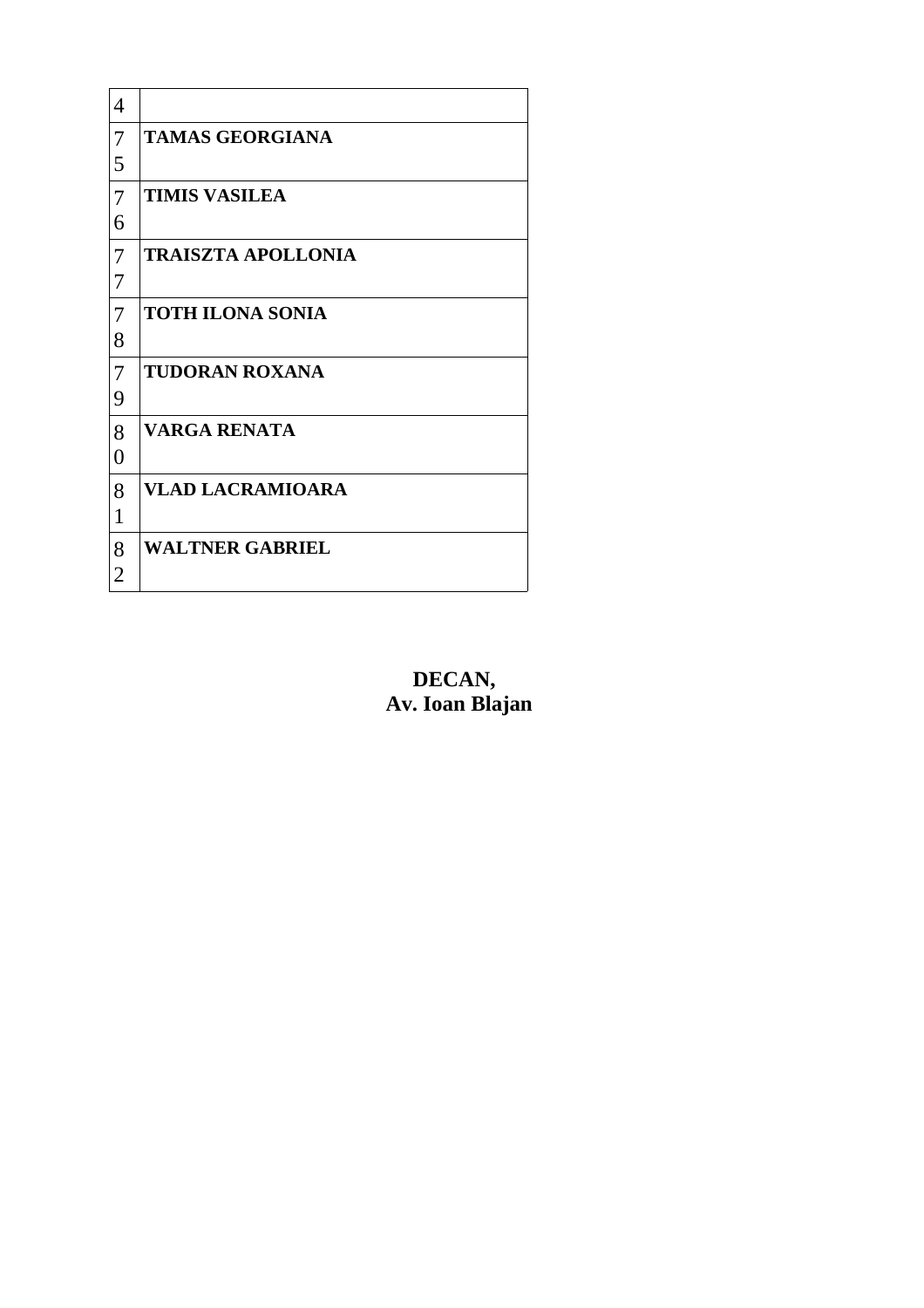| | |
|---|---|
| 4 | |
| 75 | **TAMAS GEORGIANA** |
| 76 | **TIMIS VASILEA** |
| 77 | **TRAISZTA APOLLONIA** |
| 78 | **TOTH ILONA SONIA** |
| 79 | **TUDORAN ROXANA** |
| 80 | **VARGA RENATA** |
| 81 | **VLAD LACRAMIOARA** |
| 82 | **WALTNER GABRIEL** |

**DECAN,**
**Av. Ioan Blajan**